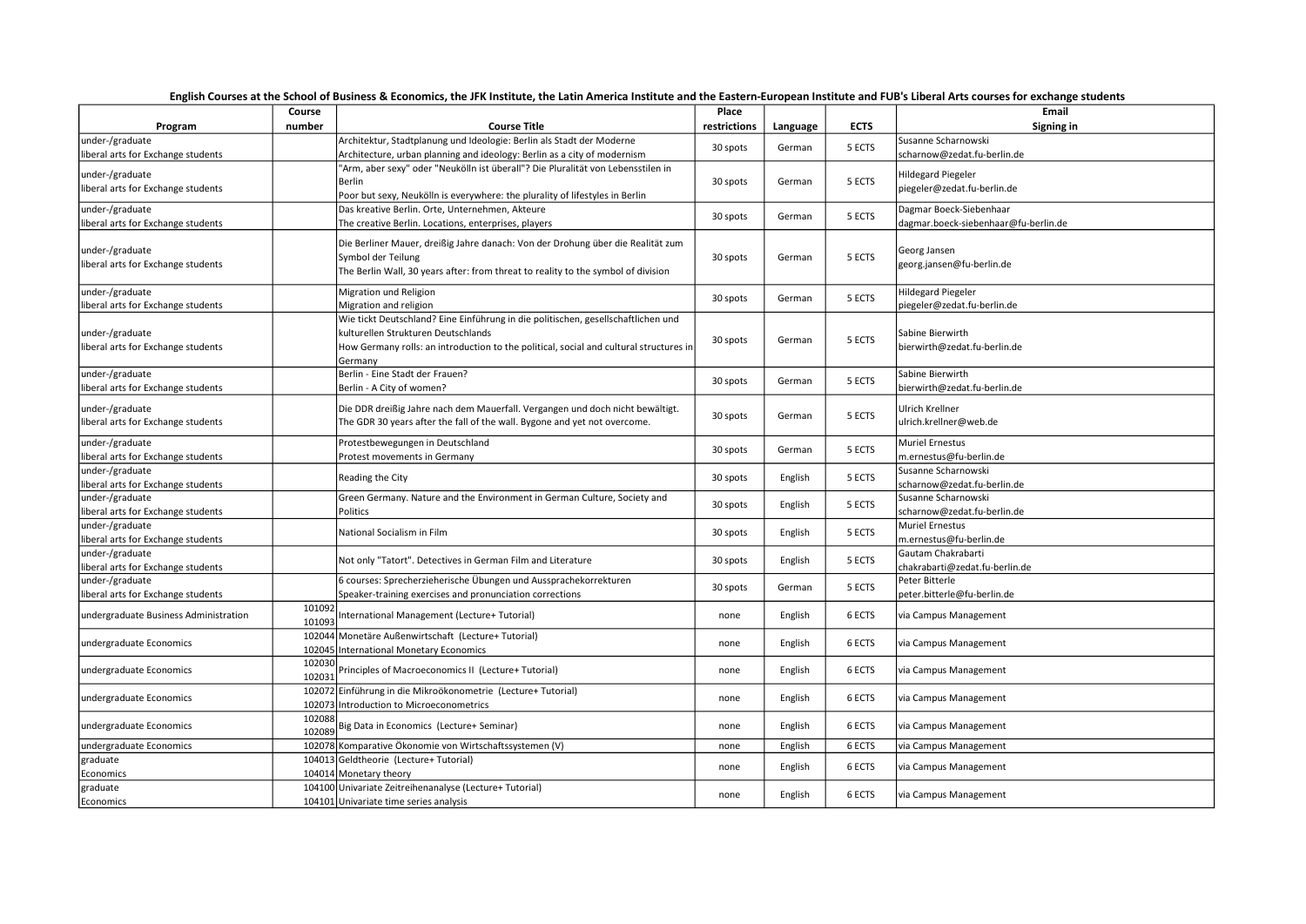**English Courses at the School of Business & Economics, the JFK Institute, the Latin America Institute and the Eastern-European Institute and FUB's Liberal Arts courses for exchange students**

| Program | Course number | Course Title | Place restrictions | Language | ECTS | Email Signing in |
|---|---|---|---|---|---|---|
| under-/graduate liberal arts for Exchange students | | Architektur, Stadtplanung und Ideologie: Berlin als Stadt der Moderne Architecture, urban planning and ideology: Berlin as a city of modernism | 30 spots | German | 5 ECTS | Susanne Scharnowski scharnow@zedat.fu-berlin.de |
| under-/graduate liberal arts for Exchange students | | "Arm, aber sexy" oder "Neukölln ist überall"? Die Pluralität von Lebensstilen in Berlin Poor but sexy, Neukölln is everywhere: the plurality of lifestyles in Berlin | 30 spots | German | 5 ECTS | Hildegard Piegeler piegeler@zedat.fu-berlin.de |
| under-/graduate liberal arts for Exchange students | | Das kreative Berlin. Orte, Unternehmen, Akteure The creative Berlin. Locations, enterprises, players | 30 spots | German | 5 ECTS | Dagmar Boeck-Siebenhaar dagmar.boeck-siebenhaar@fu-berlin.de |
| under-/graduate liberal arts for Exchange students | | Die Berliner Mauer, dreißig Jahre danach: Von der Drohung über die Realität zum Symbol der Teilung The Berlin Wall, 30 years after: from threat to reality to the symbol of division | 30 spots | German | 5 ECTS | Georg Jansen georg.jansen@fu-berlin.de |
| under-/graduate liberal arts for Exchange students | | Migration und Religion Migration and religion | 30 spots | German | 5 ECTS | Hildegard Piegeler piegeler@zedat.fu-berlin.de |
| under-/graduate liberal arts for Exchange students | | Wie tickt Deutschland? Eine Einführung in die politischen, gesellschaftlichen und kulturellen Strukturen Deutschlands How Germany rolls: an introduction to the political, social and cultural structures in Germany | 30 spots | German | 5 ECTS | Sabine Bierwirth bierwirth@zedat.fu-berlin.de |
| under-/graduate liberal arts for Exchange students | | Berlin - Eine Stadt der Frauen? Berlin - A City of women? | 30 spots | German | 5 ECTS | Sabine Bierwirth bierwirth@zedat.fu-berlin.de |
| under-/graduate liberal arts for Exchange students | | Die DDR dreißig Jahre nach dem Mauerfall. Vergangen und doch nicht bewältigt. The GDR 30 years after the fall of the wall. Bygone and yet not overcome. | 30 spots | German | 5 ECTS | Ulrich Krellner ulrich.krellner@web.de |
| under-/graduate liberal arts for Exchange students | | Protestbewegungen in Deutschland Protest movements in Germany | 30 spots | German | 5 ECTS | Muriel Ernestus m.ernestus@fu-berlin.de |
| under-/graduate liberal arts for Exchange students | | Reading the City | 30 spots | English | 5 ECTS | Susanne Scharnowski scharnow@zedat.fu-berlin.de |
| under-/graduate liberal arts for Exchange students | | Green Germany. Nature and the Environment in German Culture, Society and Politics | 30 spots | English | 5 ECTS | Susanne Scharnowski scharnow@zedat.fu-berlin.de |
| under-/graduate liberal arts for Exchange students | | National Socialism in Film | 30 spots | English | 5 ECTS | Muriel Ernestus m.ernestus@fu-berlin.de |
| under-/graduate liberal arts for Exchange students | | Not only "Tatort". Detectives in German Film and Literature | 30 spots | English | 5 ECTS | Gautam Chakrabarti chakrabarti@zedat.fu-berlin.de |
| under-/graduate liberal arts for Exchange students | | 6 courses: Sprecherzieherische Übungen und Aussprachekorrekturen Speaker-training exercises and pronunciation corrections | 30 spots | German | 5 ECTS | Peter Bitterle peter.bitterle@fu-berlin.de |
| undergraduate Business Administration | 101092 101093 | International Management (Lecture+ Tutorial) | none | English | 6 ECTS | via Campus Management |
| undergraduate Economics | 102044 102045 | Monetäre Außenwirtschaft (Lecture+ Tutorial) International Monetary Economics | none | English | 6 ECTS | via Campus Management |
| undergraduate Economics | 102030 102031 | Principles of Macroeconomics II (Lecture+ Tutorial) | none | English | 6 ECTS | via Campus Management |
| undergraduate Economics | 102072 102073 | Einführung in die Mikroökonometrie (Lecture+ Tutorial) Introduction to Microeconometrics | none | English | 6 ECTS | via Campus Management |
| undergraduate Economics | 102088 102089 | Big Data in Economics (Lecture+ Seminar) | none | English | 6 ECTS | via Campus Management |
| undergraduate Economics | 102078 | Komparative Ökonomie von Wirtschaftssystemen (V) | none | English | 6 ECTS | via Campus Management |
| graduate Economics | 104013 104014 | Geldtheorie (Lecture+ Tutorial) Monetary theory | none | English | 6 ECTS | via Campus Management |
| graduate Economics | 104100 104101 | Univariate Zeitreihenanalyse (Lecture+ Tutorial) Univariate time series analysis | none | English | 6 ECTS | via Campus Management |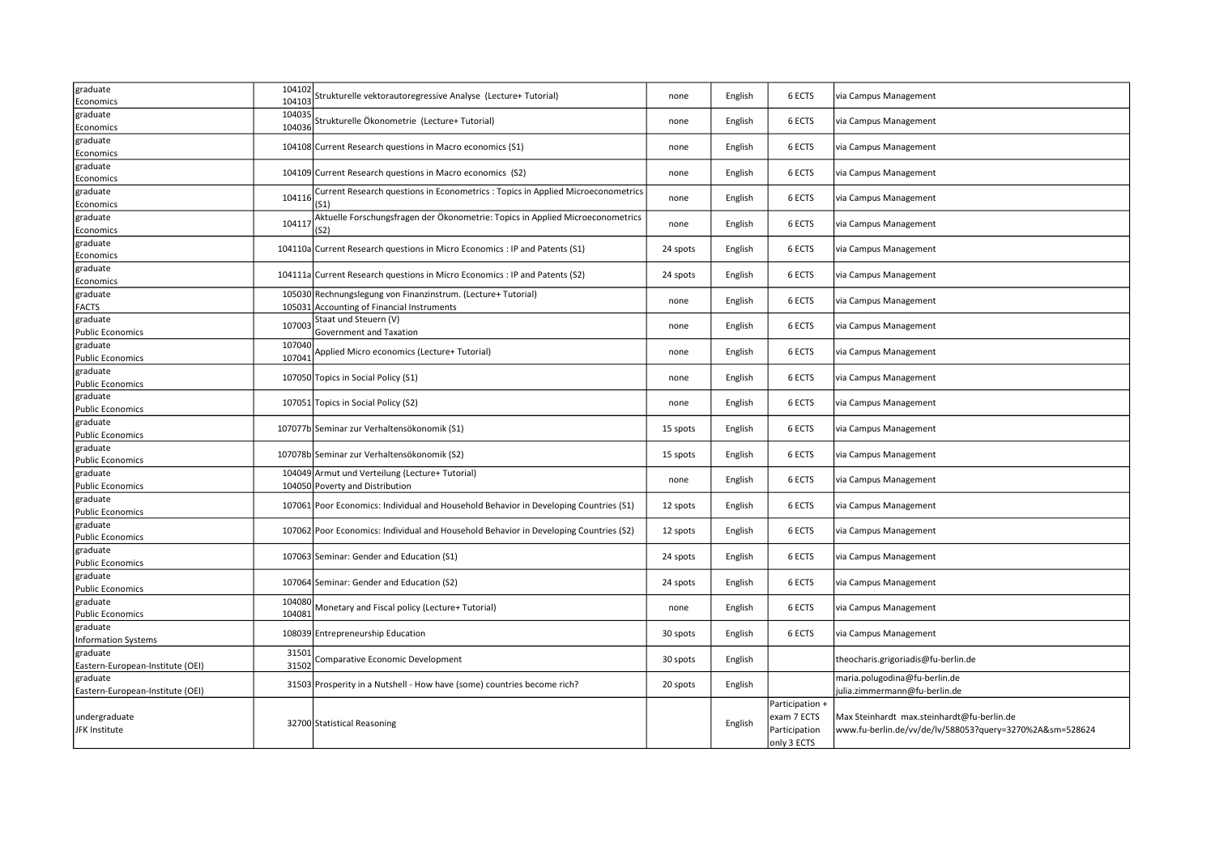| | | | | | | |
|---|---|---|---|---|---|---|
| graduate<br>Economics | 104102<br>104103 | Strukturelle vektorautoregressive Analyse (Lecture+ Tutorial) | none | English | 6 ECTS | via Campus Management |
| graduate<br>Economics | 104035<br>104036 | Strukturelle Ökonometrie (Lecture+ Tutorial) | none | English | 6 ECTS | via Campus Management |
| graduate<br>Economics | 104108 | Current Research questions in Macro economics (S1) | none | English | 6 ECTS | via Campus Management |
| graduate<br>Economics | 104109 | Current Research questions in Macro economics (S2) | none | English | 6 ECTS | via Campus Management |
| graduate<br>Economics | 104116 | Current Research questions in Econometrics : Topics in Applied Microeconometrics (S1) | none | English | 6 ECTS | via Campus Management |
| graduate<br>Economics | 104117 | Aktuelle Forschungsfragen der Ökonometrie: Topics in Applied Microeconometrics (S2) | none | English | 6 ECTS | via Campus Management |
| graduate<br>Economics | 104110a | Current Research questions in Micro Economics : IP and Patents (S1) | 24 spots | English | 6 ECTS | via Campus Management |
| graduate<br>Economics | 104111a | Current Research questions in Micro Economics : IP and Patents (S2) | 24 spots | English | 6 ECTS | via Campus Management |
| graduate<br>FACTS | 105030<br>105031 | Rechnungslegung von Finanzinstrum. (Lecture+ Tutorial)<br>Accounting of Financial Instruments | none | English | 6 ECTS | via Campus Management |
| graduate<br>Public Economics | 107003 | Staat und Steuern (V)<br>Government and Taxation | none | English | 6 ECTS | via Campus Management |
| graduate<br>Public Economics | 107040<br>107041 | Applied Micro economics (Lecture+ Tutorial) | none | English | 6 ECTS | via Campus Management |
| graduate<br>Public Economics | 107050 | Topics in Social Policy (S1) | none | English | 6 ECTS | via Campus Management |
| graduate<br>Public Economics | 107051 | Topics in Social Policy (S2) | none | English | 6 ECTS | via Campus Management |
| graduate<br>Public Economics | 107077b | Seminar zur Verhaltensökonomik (S1) | 15 spots | English | 6 ECTS | via Campus Management |
| graduate<br>Public Economics | 107078b | Seminar zur Verhaltensökonomik (S2) | 15 spots | English | 6 ECTS | via Campus Management |
| graduate<br>Public Economics | 104049<br>104050 | Armut und Verteilung (Lecture+ Tutorial)<br>Poverty and Distribution | none | English | 6 ECTS | via Campus Management |
| graduate<br>Public Economics | 107061 | Poor Economics: Individual and Household Behavior in Developing Countries (S1) | 12 spots | English | 6 ECTS | via Campus Management |
| graduate<br>Public Economics | 107062 | Poor Economics: Individual and Household Behavior in Developing Countries (S2) | 12 spots | English | 6 ECTS | via Campus Management |
| graduate<br>Public Economics | 107063 | Seminar: Gender and Education (S1) | 24 spots | English | 6 ECTS | via Campus Management |
| graduate<br>Public Economics | 107064 | Seminar: Gender and Education (S2) | 24 spots | English | 6 ECTS | via Campus Management |
| graduate<br>Public Economics | 104080<br>104081 | Monetary and Fiscal policy (Lecture+ Tutorial) | none | English | 6 ECTS | via Campus Management |
| graduate<br>Information Systems | 108039 | Entrepreneurship Education | 30 spots | English | 6 ECTS | via Campus Management |
| graduate<br>Eastern-European-Institute (OEI) | 31501<br>31502 | Comparative Economic Development | 30 spots | English | | theocharis.grigoriadis@fu-berlin.de |
| graduate<br>Eastern-European-Institute (OEI) | 31503 | Prosperity in a Nutshell - How have (some) countries become rich? | 20 spots | English | | maria.polugodina@fu-berlin.de<br>julia.zimmermann@fu-berlin.de |
| undergraduate<br>JFK Institute | 32700 | Statistical Reasoning | | English | Participation + exam 7 ECTS<br>Participation only 3 ECTS | Max Steinhardt max.steinhardt@fu-berlin.de<br>www.fu-berlin.de/vv/de/lv/588053?query=3270%2A&sm=528624 |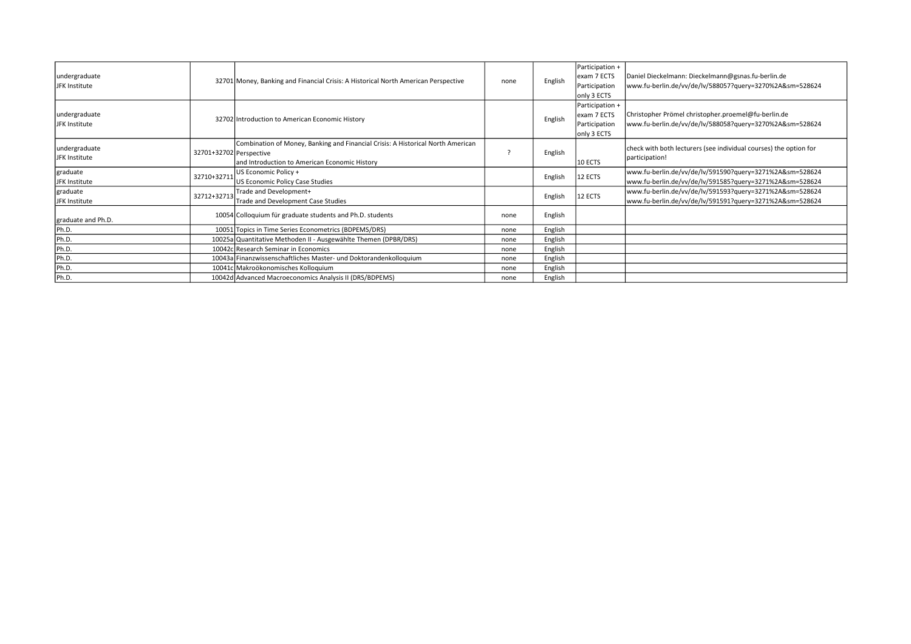| | | | | | | |
|---|---|---|---|---|---|---|
| undergraduate<br>JFK Institute | 32701 | Money, Banking and Financial Crisis: A Historical North American Perspective | none | English | Participation + exam 7 ECTS<br>Participation only 3 ECTS | Daniel Dieckelmann: Dieckelmann@gsnas.fu-berlin.de<br>www.fu-berlin.de/vv/de/lv/588057?query=3270%2A&sm=528624 |
| undergraduate<br>JFK Institute | 32702 | Introduction to American Economic History | | English | Participation + exam 7 ECTS<br>Participation only 3 ECTS | Christopher Prömel christopher.proemel@fu-berlin.de<br>www.fu-berlin.de/vv/de/lv/588058?query=3270%2A&sm=528624 |
| undergraduate<br>JFK Institute | 32701+32702 | Combination of Money, Banking and Financial Crisis: A Historical North American Perspective<br>and Introduction to American Economic History | ? | English | 10 ECTS | check with both lecturers (see individual courses) the option for participation! |
| graduate<br>JFK Institute | 32710+32711 | US Economic Policy +<br>US Economic Policy Case Studies | | English | 12 ECTS | www.fu-berlin.de/vv/de/lv/591590?query=3271%2A&sm=528624<br>www.fu-berlin.de/vv/de/lv/591585?query=3271%2A&sm=528624 |
| graduate<br>JFK Institute | 32712+32713 | Trade and Development+<br>Trade and Development Case Studies | | English | 12 ECTS | www.fu-berlin.de/vv/de/lv/591593?query=3271%2A&sm=528624<br>www.fu-berlin.de/vv/de/lv/591591?query=3271%2A&sm=528624 |
| graduate and Ph.D. | 10054 | Colloquium für graduate students and Ph.D. students | none | English | | |
| Ph.D. | 10051 | Topics in Time Series Econometrics (BDPEMS/DRS) | none | English | | |
| Ph.D. | 10025a | Quantitative Methoden II - Ausgewählte Themen (DPBR/DRS) | none | English | | |
| Ph.D. | 10042c | Research Seminar in Economics | none | English | | |
| Ph.D. | 10043a | Finanzwissenschaftliches Master- und Doktorandenkolloquium | none | English | | |
| Ph.D. | 10041c | Makroökonomisches Kolloquium | none | English | | |
| Ph.D. | 10042d | Advanced Macroeconomics Analysis II (DRS/BDPEMS) | none | English | | |